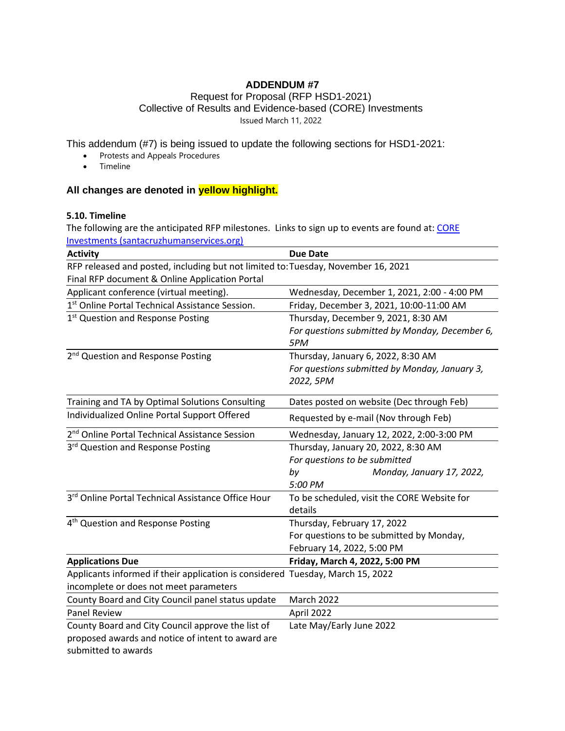**ADDENDUM #7**

Request for Proposal (RFP HSD1-2021)

Collective of Results and Evidence-based (CORE) Investments

Issued March 11, 2022

This addendum (#7) is being issued to update the following sections for HSD1-2021:

- Protests and Appeals Procedures
- Timeline

**All changes are denoted in yellow highlight.**

**5.10. Timeline**

The following are the anticipated RFP milestones. Links to sign up to events are found at: [CORE Investments (santacruzhumanservices.org)]()

| Activity | Due Date |
|---|---|
| RFP released and posted, including but not limited to: Final RFP document & Online Application Portal | Tuesday, November 16, 2021 |
| Applicant conference (virtual meeting). | Wednesday, December 1, 2021, 2:00 - 4:00 PM |
| 1st Online Portal Technical Assistance Session. | Friday, December 3, 2021, 10:00-11:00 AM |
| 1st Question and Response Posting | Thursday, December 9, 2021, 8:30 AM *For questions submitted by Monday, December 6, 5PM* |
| 2nd Question and Response Posting | Thursday, January 6, 2022, 8:30 AM *For questions submitted by Monday, January 3, 2022, 5PM* |
| Training and TA by Optimal Solutions Consulting | Dates posted on website (Dec through Feb) |
| Individualized Online Portal Support Offered | Requested by e-mail (Nov through Feb) |
| 2nd Online Portal Technical Assistance Session | Wednesday, January 12, 2022, 2:00-3:00 PM |
| 3rd Question and Response Posting | Thursday, January 20, 2022, 8:30 AM *For questions to be submitted by Monday, January 17, 2022, 5:00 PM* |
| 3rd Online Portal Technical Assistance Office Hour | To be scheduled, visit the CORE Website for details |
| 4th Question and Response Posting | Thursday, February 17, 2022 For questions to be submitted by Monday, February 14, 2022, 5:00 PM |
| **Applications Due** | **Friday, March 4, 2022, 5:00 PM** |
| Applicants informed if their application is considered incomplete or does not meet parameters | Tuesday, March 15, 2022 |
| County Board and City Council panel status update | March 2022 |
| Panel Review | April 2022 |
| County Board and City Council approve the list of proposed awards and notice of intent to award are submitted to awards | Late May/Early June 2022 |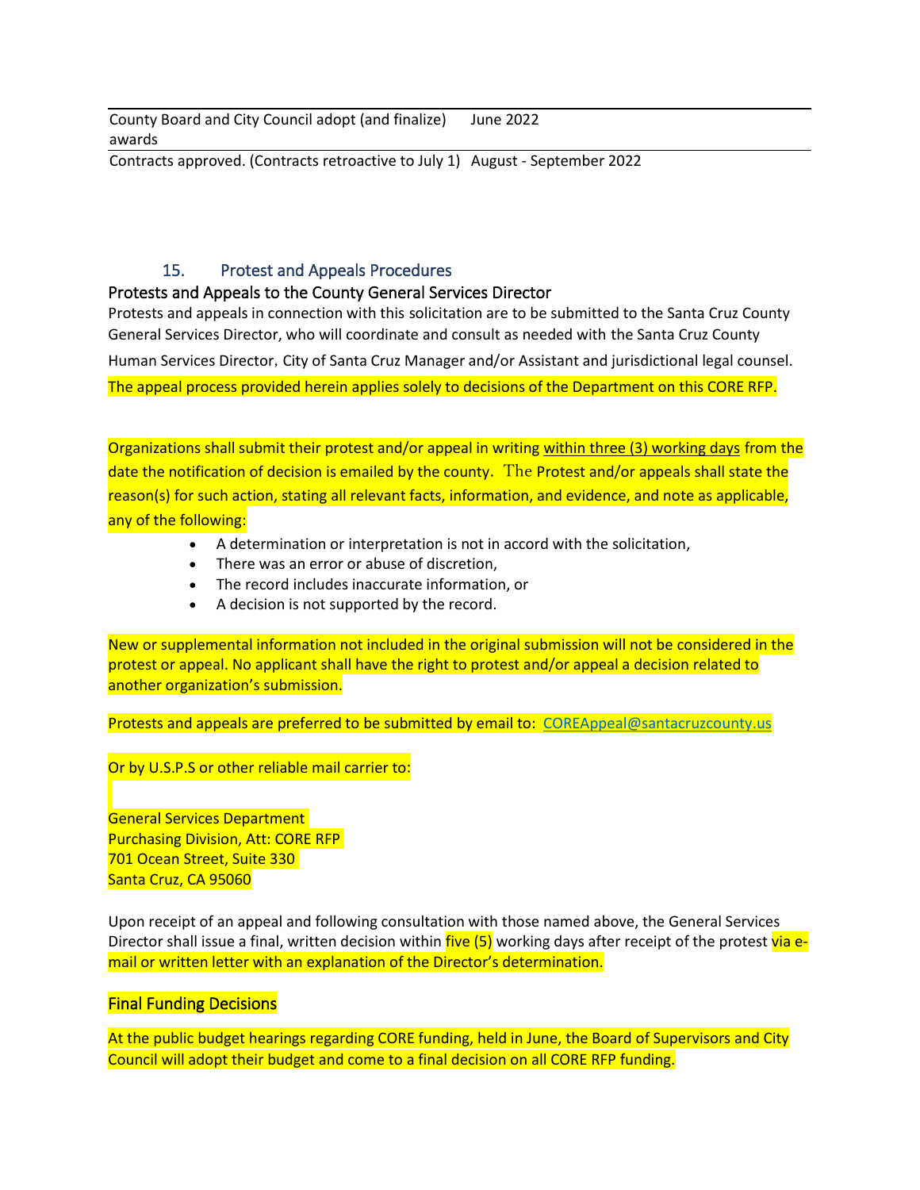| | |
|---|---|
| County Board and City Council adopt (and finalize) awards | June 2022 |
| Contracts approved. (Contracts retroactive to July 1) | August - September 2022 |

## 15. Protest and Appeals Procedures

### Protests and Appeals to the County General Services Director

Protests and appeals in connection with this solicitation are to be submitted to the Santa Cruz County General Services Director, who will coordinate and consult as needed with the Santa Cruz County Human Services Director, City of Santa Cruz Manager and/or Assistant and jurisdictional legal counsel. The appeal process provided herein applies solely to decisions of the Department on this CORE RFP.

Organizations shall submit their protest and/or appeal in writing within three (3) working days from the date the notification of decision is emailed by the county. The Protest and/or appeals shall state the reason(s) for such action, stating all relevant facts, information, and evidence, and note as applicable, any of the following:

- A determination or interpretation is not in accord with the solicitation,
- There was an error or abuse of discretion,
- The record includes inaccurate information, or
- A decision is not supported by the record.

New or supplemental information not included in the original submission will not be considered in the protest or appeal. No applicant shall have the right to protest and/or appeal a decision related to another organization's submission.

Protests and appeals are preferred to be submitted by email to: COREAppeal@santacruzcounty.us

Or by U.S.P.S or other reliable mail carrier to:

General Services Department
Purchasing Division, Att: CORE RFP
701 Ocean Street, Suite 330
Santa Cruz, CA 95060

Upon receipt of an appeal and following consultation with those named above, the General Services Director shall issue a final, written decision within five (5) working days after receipt of the protest via e-mail or written letter with an explanation of the Director's determination.

### Final Funding Decisions

At the public budget hearings regarding CORE funding, held in June, the Board of Supervisors and City Council will adopt their budget and come to a final decision on all CORE RFP funding.